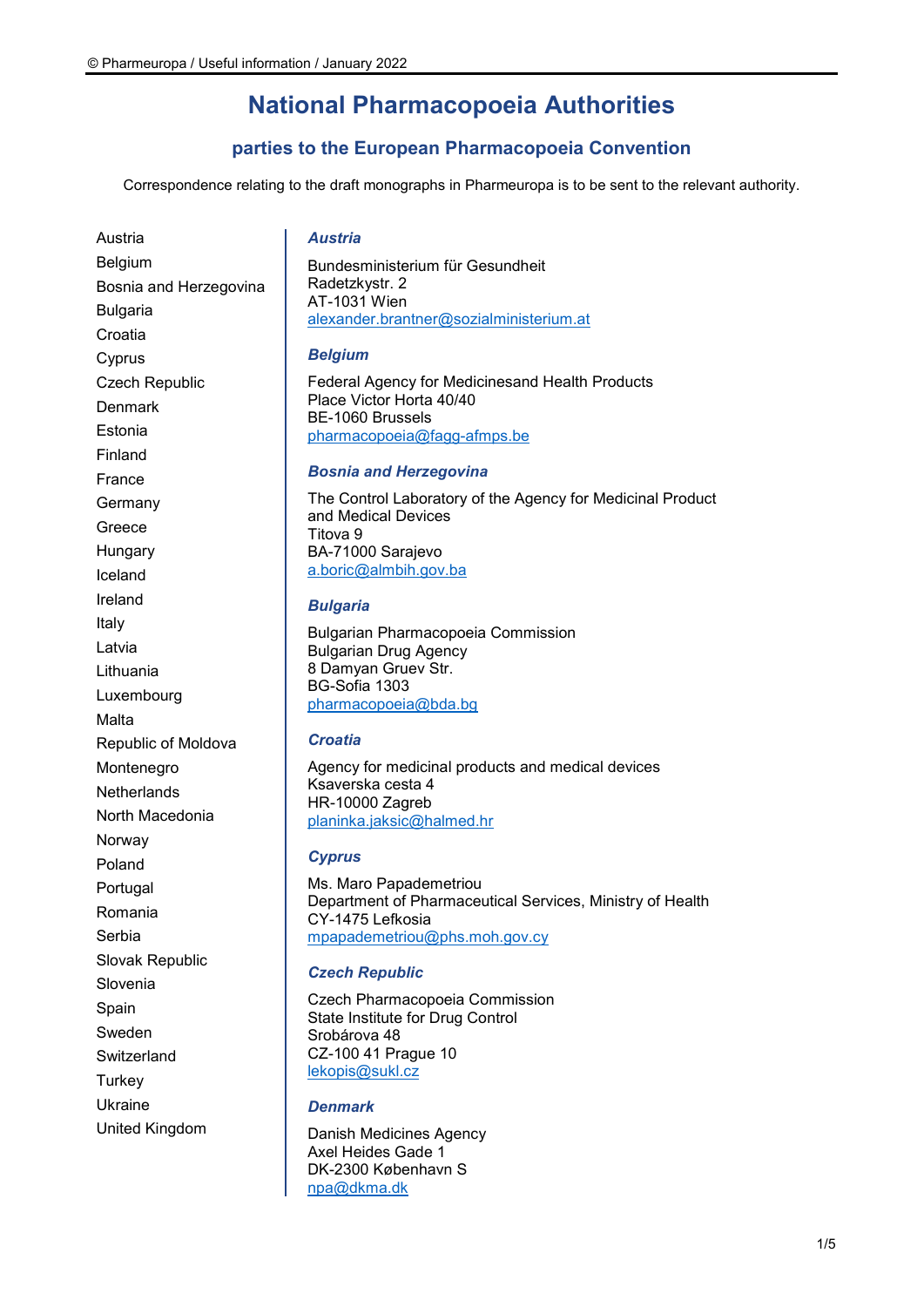# National Pharmacopoeia Authorities

## parties to the European Pharmacopoeia Convention

Correspondence relating to the draft monographs in Pharmeuropa is to be sent to the relevant authority.

- Austria
- Belgium
- Bosnia and Herzegovina
- Bulgaria
- Croatia
- Cyprus
- Czech Republic
- Denmark
- Estonia
- Finland
- France
- Germany
- Greece
- Hungary
- Iceland
- Ireland
- Italy
- Latvia
- Lithuania
- Luxembourg
- Malta
- Republic of Moldova
- Montenegro
- Netherlands
- North Macedonia
- Norway
- Poland
- Portugal
- Romania
- Serbia
- Slovak Republic
- Slovenia
- Spain
- Sweden
- Switzerland
- Turkey
- Ukraine
- United Kingdom

### *Austria*

Bundesministerium für Gesundheit
Radetzkystr. 2
AT-1031 Wien
alexander.brantner@sozialministerium.at

### *Belgium*

Federal Agency for Medicinesand Health Products
Place Victor Horta 40/40
BE-1060 Brussels
pharmacopoeia@fagg-afmps.be

### *Bosnia and Herzegovina*

The Control Laboratory of the Agency for Medicinal Product and Medical Devices
Titova 9
BA-71000 Sarajevo
a.boric@almbih.gov.ba

### *Bulgaria*

Bulgarian Pharmacopoeia Commission
Bulgarian Drug Agency
8 Damyan Gruev Str.
BG-Sofia 1303
pharmacopoeia@bda.bg

### *Croatia*

Agency for medicinal products and medical devices
Ksaverska cesta 4
HR-10000 Zagreb
planinka.jaksic@halmed.hr

### *Cyprus*

Ms. Maro Papademetriou
Department of Pharmaceutical Services, Ministry of Health
CY-1475 Lefkosia
mpapademetriou@phs.moh.gov.cy

### *Czech Republic*

Czech Pharmacopoeia Commission
State Institute for Drug Control
Srobárova 48
CZ-100 41 Prague 10
lekopis@sukl.cz

### *Denmark*

Danish Medicines Agency
Axel Heides Gade 1
DK-2300 København S
npa@dkma.dk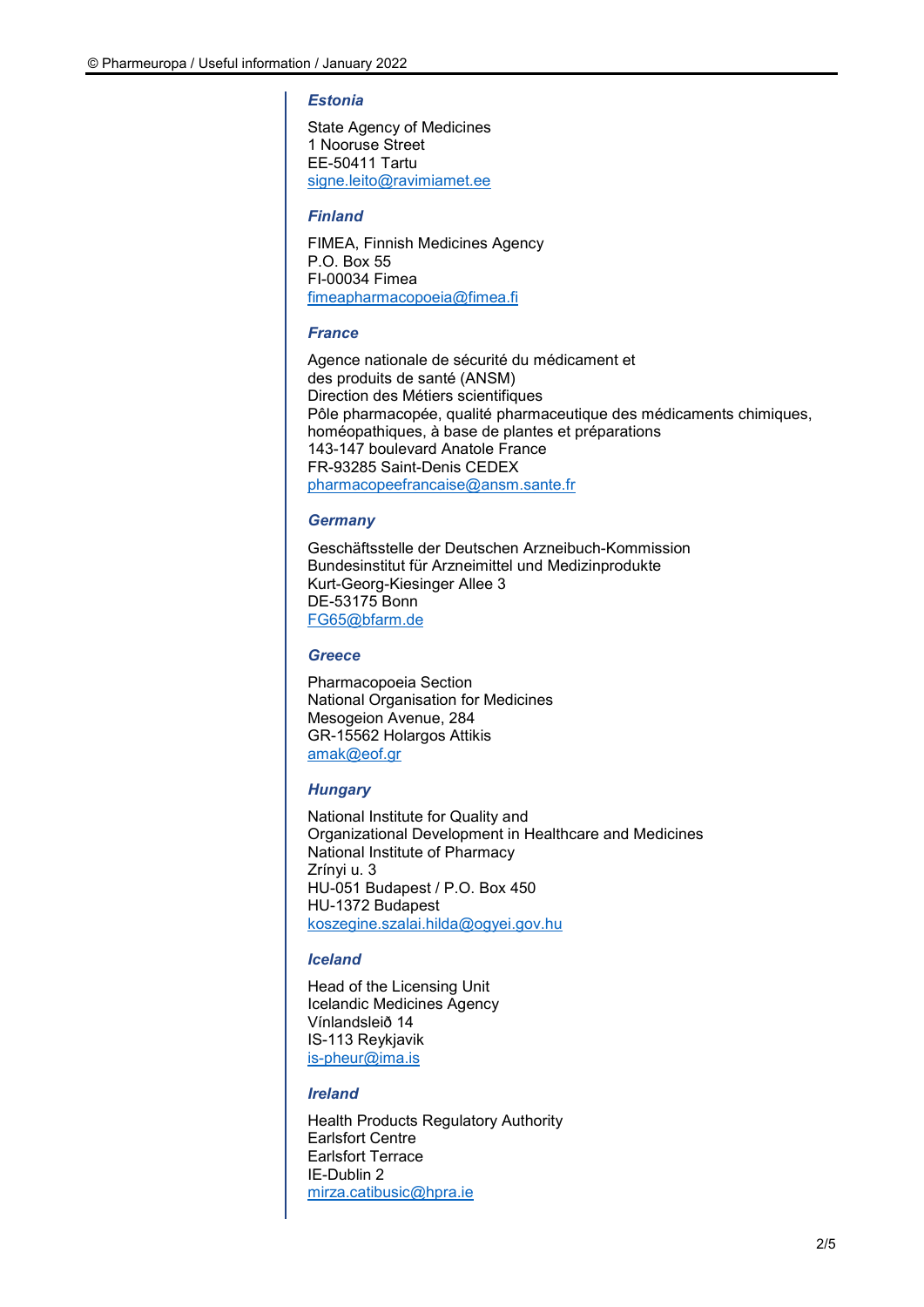### *Estonia*

State Agency of Medicines
1 Nooruse Street
EE-50411 Tartu
signe.leito@ravimiamet.ee

### *Finland*

FIMEA, Finnish Medicines Agency
P.O. Box 55
FI-00034 Fimea
fimeapharmacopoeia@fimea.fi

### *France*

Agence nationale de sécurité du médicament et
des produits de santé (ANSM)
Direction des Métiers scientifiques
Pôle pharmacopée, qualité pharmaceutique des médicaments chimiques,
homéopathiques, à base de plantes et préparations
143-147 boulevard Anatole France
FR-93285 Saint-Denis CEDEX
pharmacopeefrancaise@ansm.sante.fr

### *Germany*

Geschäftsstelle der Deutschen Arzneibuch-Kommission
Bundesinstitut für Arzneimittel und Medizinprodukte
Kurt-Georg-Kiesinger Allee 3
DE-53175 Bonn
FG65@bfarm.de

### *Greece*

Pharmacopoeia Section
National Organisation for Medicines
Mesogeion Avenue, 284
GR-15562 Holargos Attikis
amak@eof.gr

### *Hungary*

National Institute for Quality and
Organizational Development in Healthcare and Medicines
National Institute of Pharmacy
Zrínyi u. 3
HU-051 Budapest / P.O. Box 450
HU-1372 Budapest
koszegine.szalai.hilda@ogyei.gov.hu

### *Iceland*

Head of the Licensing Unit
Icelandic Medicines Agency
Vínlandsleið 14
IS-113 Reykjavik
is-pheur@ima.is

### *Ireland*

Health Products Regulatory Authority
Earlsfort Centre
Earlsfort Terrace
IE-Dublin 2
mirza.catibusic@hpra.ie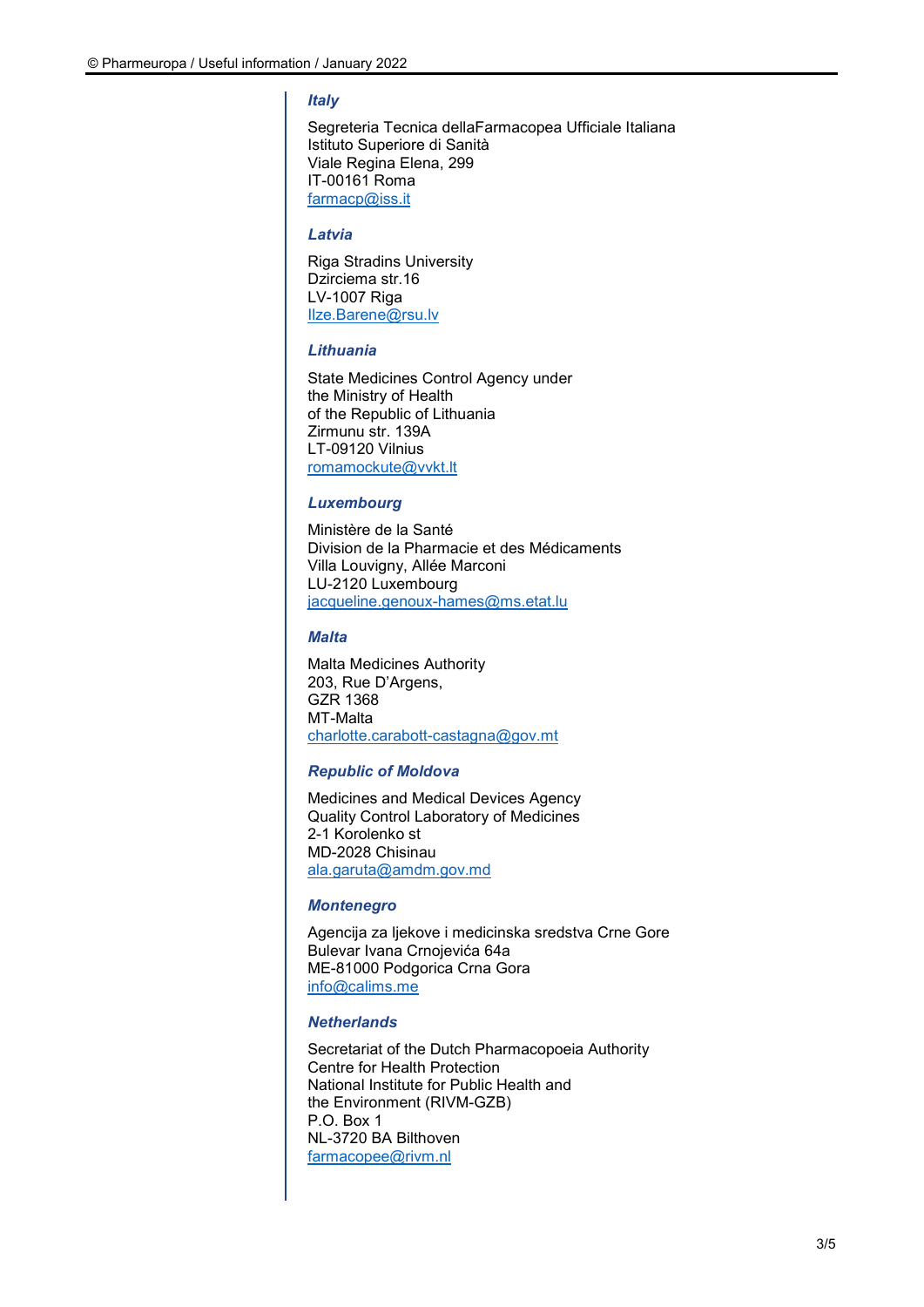### *Italy*

Segreteria Tecnica dellaFarmacopea Ufficiale Italiana
Istituto Superiore di Sanità
Viale Regina Elena, 299
IT-00161 Roma
farmacp@iss.it

### *Latvia*

Riga Stradins University
Dzirciema str.16
LV-1007 Riga
Ilze.Barene@rsu.lv

### *Lithuania*

State Medicines Control Agency under
the Ministry of Health
of the Republic of Lithuania
Zirmunu str. 139A
LT-09120 Vilnius
romamockute@vvkt.lt

### *Luxembourg*

Ministère de la Santé
Division de la Pharmacie et des Médicaments
Villa Louvigny, Allée Marconi
LU-2120 Luxembourg
jacqueline.genoux-hames@ms.etat.lu

### *Malta*

Malta Medicines Authority
203, Rue D'Argens,
GZR 1368
MT-Malta
charlotte.carabott-castagna@gov.mt

### *Republic of Moldova*

Medicines and Medical Devices Agency
Quality Control Laboratory of Medicines
2-1 Korolenko st
MD-2028 Chisinau
ala.garuta@amdm.gov.md

### *Montenegro*

Agencija za ljekove i medicinska sredstva Crne Gore
Bulevar Ivana Crnojevića 64a
ME-81000 Podgorica Crna Gora
info@calims.me

### *Netherlands*

Secretariat of the Dutch Pharmacopoeia Authority
Centre for Health Protection
National Institute for Public Health and
the Environment (RIVM-GZB)
P.O. Box 1
NL-3720 BA Bilthoven
farmacopee@rivm.nl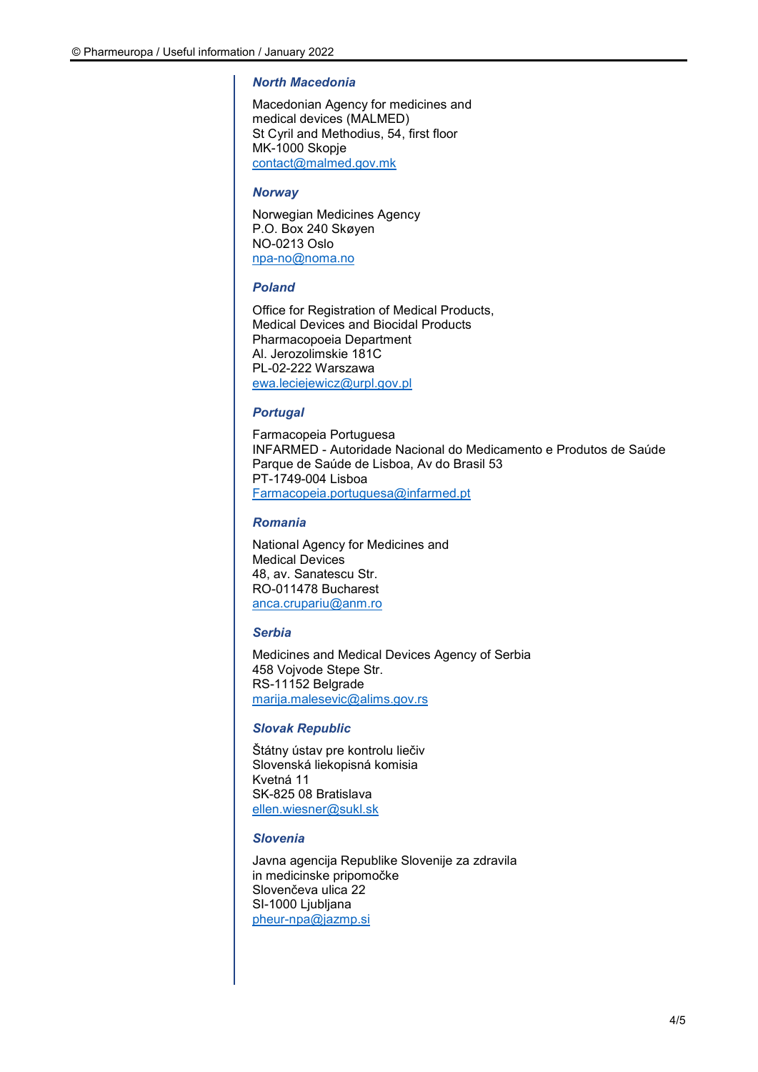### *North Macedonia*

Macedonian Agency for medicines and
medical devices (MALMED)
St Cyril and Methodius, 54, first floor
MK-1000 Skopje
contact@malmed.gov.mk

### *Norway*

Norwegian Medicines Agency
P.O. Box 240 Skøyen
NO-0213 Oslo
npa-no@noma.no

### *Poland*

Office for Registration of Medical Products,
Medical Devices and Biocidal Products
Pharmacopoeia Department
Al. Jerozolimskie 181C
PL-02-222 Warszawa
ewa.leciejewicz@urpl.gov.pl

### *Portugal*

Farmacopeia Portuguesa
INFARMED - Autoridade Nacional do Medicamento e Produtos de Saúde
Parque de Saúde de Lisboa, Av do Brasil 53
PT-1749-004 Lisboa
Farmacopeia.portuguesa@infarmed.pt

### *Romania*

National Agency for Medicines and
Medical Devices
48, av. Sanatescu Str.
RO-011478 Bucharest
anca.crupariu@anm.ro

### *Serbia*

Medicines and Medical Devices Agency of Serbia
458 Vojvode Stepe Str.
RS-11152 Belgrade
marija.malesevic@alims.gov.rs

### *Slovak Republic*

Štátny ústav pre kontrolu liečiv
Slovenská liekopisná komisia
Kvetná 11
SK-825 08 Bratislava
ellen.wiesner@sukl.sk

### *Slovenia*

Javna agencija Republike Slovenije za zdravila
in medicinske pripomočke
Slovenčeva ulica 22
SI-1000 Ljubljana
pheur-npa@jazmp.si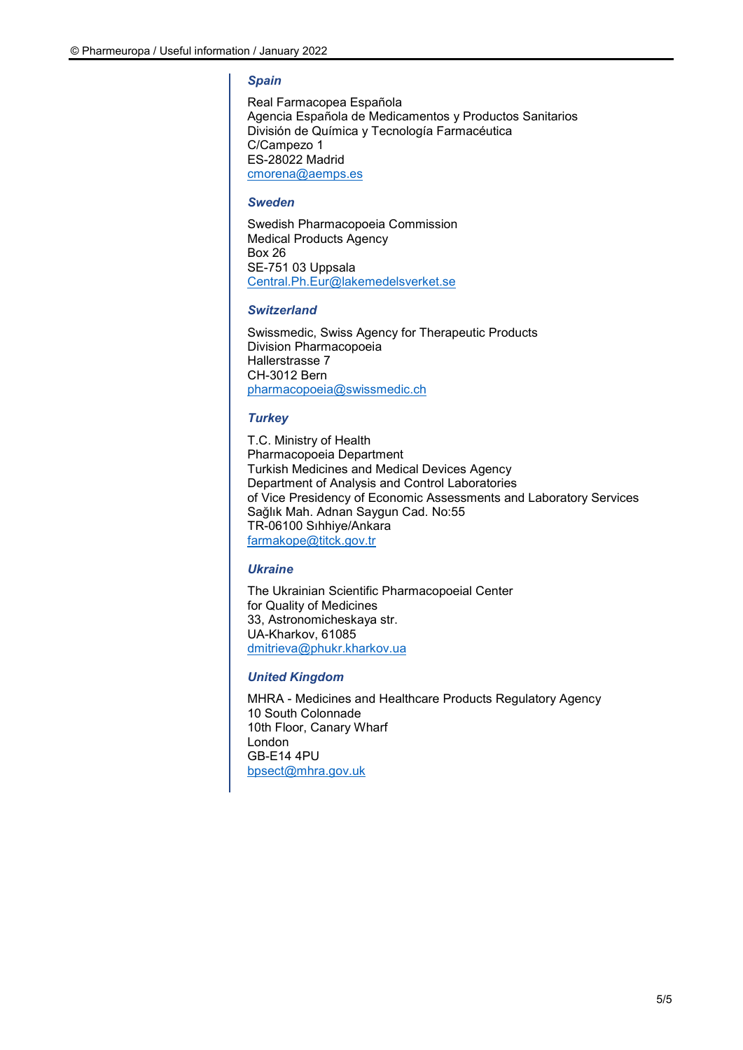***Spain***

Real Farmacopea Española
Agencia Española de Medicamentos y Productos Sanitarios
División de Química y Tecnología Farmacéutica
C/Campezo 1
ES-28022 Madrid
cmorena@aemps.es

***Sweden***

Swedish Pharmacopoeia Commission
Medical Products Agency
Box 26
SE-751 03 Uppsala
Central.Ph.Eur@lakemedelsverket.se

***Switzerland***

Swissmedic, Swiss Agency for Therapeutic Products
Division Pharmacopoeia
Hallerstrasse 7
CH-3012 Bern
pharmacopoeia@swissmedic.ch

***Turkey***

T.C. Ministry of Health
Pharmacopoeia Department
Turkish Medicines and Medical Devices Agency
Department of Analysis and Control Laboratories
of Vice Presidency of Economic Assessments and Laboratory Services
Sağlık Mah. Adnan Saygun Cad. No:55
TR-06100 Sıhhiye/Ankara
farmakope@titck.gov.tr

***Ukraine***

The Ukrainian Scientific Pharmacopoeial Center
for Quality of Medicines
33, Astronomicheskaya str.
UA-Kharkov, 61085
dmitrieva@phukr.kharkov.ua

***United Kingdom***

MHRA - Medicines and Healthcare Products Regulatory Agency
10 South Colonnade
10th Floor, Canary Wharf
London
GB-E14 4PU
bpsect@mhra.gov.uk